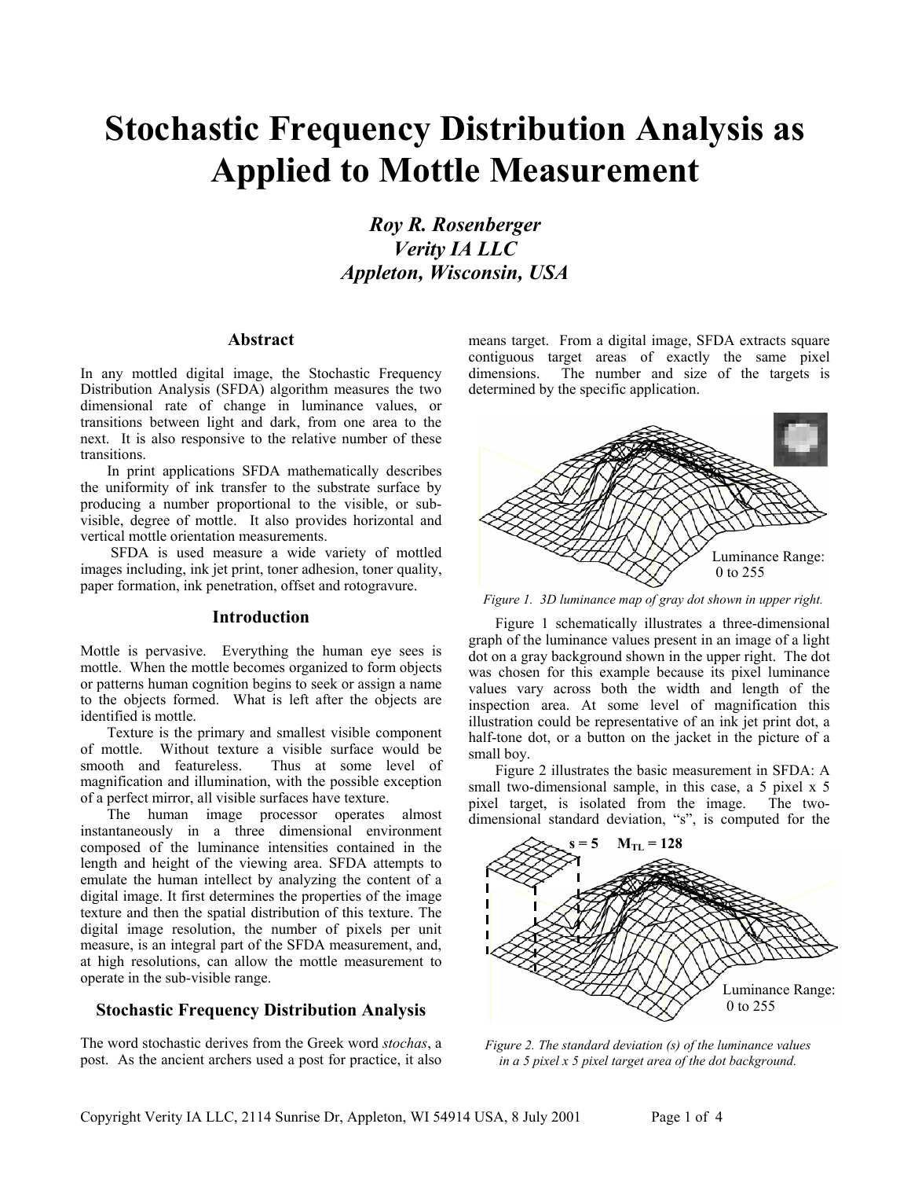# Stochastic Frequency Distribution Analysis as Applied to Mottle Measurement

***Roy R. Rosenberger***
***Verity IA LLC***
***Appleton, Wisconsin, USA***

## Abstract

In any mottled digital image, the Stochastic Frequency Distribution Analysis (SFDA) algorithm measures the two dimensional rate of change in luminance values, or transitions between light and dark, from one area to the next. It is also responsive to the relative number of these transitions.

In print applications SFDA mathematically describes the uniformity of ink transfer to the substrate surface by producing a number proportional to the visible, or sub-visible, degree of mottle. It also provides horizontal and vertical mottle orientation measurements.

SFDA is used measure a wide variety of mottled images including, ink jet print, toner adhesion, toner quality, paper formation, ink penetration, offset and rotogravure.

## Introduction

Mottle is pervasive. Everything the human eye sees is mottle. When the mottle becomes organized to form objects or patterns human cognition begins to seek or assign a name to the objects formed. What is left after the objects are identified is mottle.

Texture is the primary and smallest visible component of mottle. Without texture a visible surface would be smooth and featureless. Thus at some level of magnification and illumination, with the possible exception of a perfect mirror, all visible surfaces have texture.

The human image processor operates almost instantaneously in a three dimensional environment composed of the luminance intensities contained in the length and height of the viewing area. SFDA attempts to emulate the human intellect by analyzing the content of a digital image. It first determines the properties of the image texture and then the spatial distribution of this texture. The digital image resolution, the number of pixels per unit measure, is an integral part of the SFDA measurement, and, at high resolutions, can allow the mottle measurement to operate in the sub-visible range.

## Stochastic Frequency Distribution Analysis

The word stochastic derives from the Greek word *stochas*, a post. As the ancient archers used a post for practice, it also means target. From a digital image, SFDA extracts square contiguous target areas of exactly the same pixel dimensions. The number and size of the targets is determined by the specific application.

Luminance Range: 0 to 255

*Figure 1. 3D luminance map of gray dot shown in upper right.*

Figure 1 schematically illustrates a three-dimensional graph of the luminance values present in an image of a light dot on a gray background shown in the upper right. The dot was chosen for this example because its pixel luminance values vary across both the width and length of the inspection area. At some level of magnification this illustration could be representative of an ink jet print dot, a half-tone dot, or a button on the jacket in the picture of a small boy.

Figure 2 illustrates the basic measurement in SFDA: A small two-dimensional sample, in this case, a 5 pixel x 5 pixel target, is isolated from the image. The two-dimensional standard deviation, "s", is computed for the

**s = 5 $M_{TL}$ = 128**

Luminance Range: 0 to 255

*Figure 2. The standard deviation (s) of the luminance values in a 5 pixel x 5 pixel target area of the dot background.*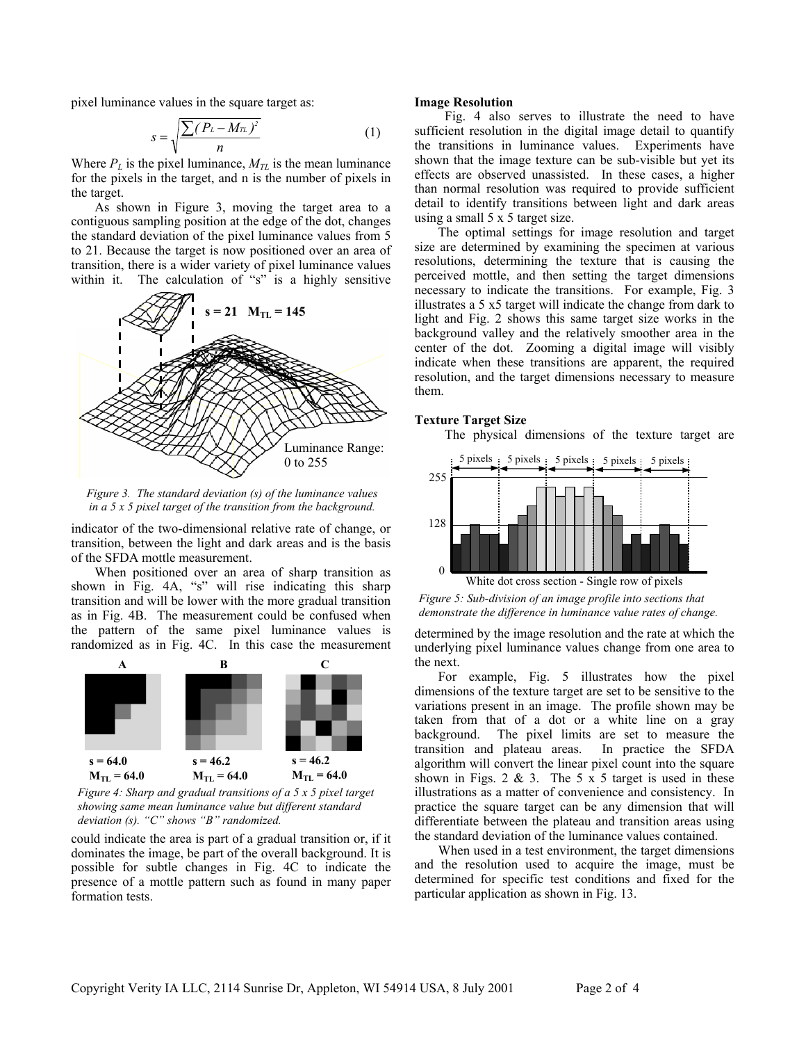pixel luminance values in the square target as:

$$s = \sqrt{\frac{\sum (P_L - M_{TL})^2}{n}} \qquad (1)$$

Where $P_L$ is the pixel luminance, $M_{TL}$ is the mean luminance for the pixels in the target, and n is the number of pixels in the target.

As shown in Figure 3, moving the target area to a contiguous sampling position at the edge of the dot, changes the standard deviation of the pixel luminance values from 5 to 21. Because the target is now positioned over an area of transition, there is a wider variety of pixel luminance values within it. The calculation of "s" is a highly sensitive indicator of the two-dimensional relative rate of change, or transition, between the light and dark areas and is the basis of the SFDA mottle measurement.

s = 21 $M_{TL}$ = 145

Luminance Range: 0 to 255

*Figure 3. The standard deviation (s) of the luminance values in a 5 x 5 pixel target of the transition from the background.*

When positioned over an area of sharp transition as shown in Fig. 4A, "s" will rise indicating this sharp transition and will be lower with the more gradual transition as in Fig. 4B. The measurement could be confused when the pattern of the same pixel luminance values is randomized as in Fig. 4C. In this case the measurement could indicate the area is part of a gradual transition or, if it dominates the image, be part of the overall background. It is possible for subtle changes in Fig. 4C to indicate the presence of a mottle pattern such as found in many paper formation tests.

| A | B | C |
|---|---|---|
| s = 64.0 | s = 46.2 | s = 46.2 |
| $M_{TL}$ = 64.0 | $M_{TL}$ = 64.0 | $M_{TL}$ = 64.0 |

*Figure 4: Sharp and gradual transitions of a 5 x 5 pixel target showing same mean luminance value but different standard deviation (s). "C" shows "B" randomized.*

**Image Resolution**

Fig. 4 also serves to illustrate the need to have sufficient resolution in the digital image detail to quantify the transitions in luminance values. Experiments have shown that the image texture can be sub-visible but yet its effects are observed unassisted. In these cases, a higher than normal resolution was required to provide sufficient detail to identify transitions between light and dark areas using a small 5 x 5 target size.

The optimal settings for image resolution and target size are determined by examining the specimen at various resolutions, determining the texture that is causing the perceived mottle, and then setting the target dimensions necessary to indicate the transitions. For example, Fig. 3 illustrates a 5 x5 target will indicate the change from dark to light and Fig. 2 shows this same target size works in the background valley and the relatively smoother area in the center of the dot. Zooming a digital image will visibly indicate when these transitions are apparent, the required resolution, and the target dimensions necessary to measure them.

**Texture Target Size**

The physical dimensions of the texture target are determined by the image resolution and the rate at which the underlying pixel luminance values change from one area to the next.

5 pixels | 5 pixels | 5 pixels | 5 pixels | 5 pixels

255 — 128 — 0

White dot cross section - Single row of pixels

*Figure 5: Sub-division of an image profile into sections that demonstrate the difference in luminance value rates of change.*

For example, Fig. 5 illustrates how the pixel dimensions of the texture target are set to be sensitive to the variations present in an image. The profile shown may be taken from that of a dot or a white line on a gray background. The pixel limits are set to measure the transition and plateau areas. In practice the SFDA algorithm will convert the linear pixel count into the square shown in Figs. 2 & 3. The 5 x 5 target is used in these illustrations as a matter of convenience and consistency. In practice the square target can be any dimension that will differentiate between the plateau and transition areas using the standard deviation of the luminance values contained.

When used in a test environment, the target dimensions and the resolution used to acquire the image, must be determined for specific test conditions and fixed for the particular application as shown in Fig. 13.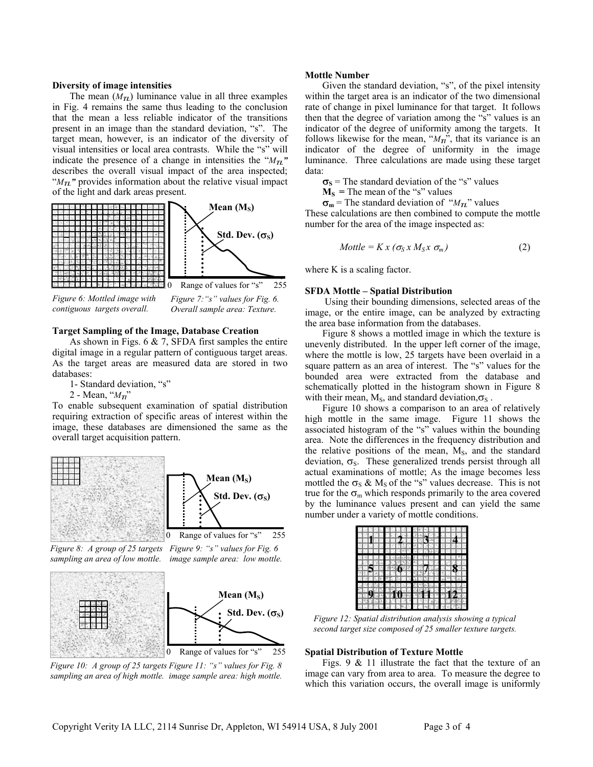**Diversity of image intensities**

The mean ($M_{TL}$) luminance value in all three examples in Fig. 4 remains the same thus leading to the conclusion that the mean a less reliable indicator of the transitions present in an image than the standard deviation, "s". The target mean, however, is an indicator of the diversity of visual intensities or local area contrasts. While the "s" will indicate the presence of a change in intensities the "$M_{TL}$" describes the overall visual impact of the area inspected; "$M_{TL}$" provides information about the relative visual impact of the light and dark areas present.

*Figure 6: Mottled image with contiguous targets overall.*

*Figure 7: "s" values for Fig. 6. Overall sample area: Texture.*

**Target Sampling of the Image, Database Creation**

As shown in Figs. 6 & 7, SFDA first samples the entire digital image in a regular pattern of contiguous target areas. As the target areas are measured data are stored in two databases:

1- Standard deviation, "s"

2 - Mean, "$M_{Tl}$"

To enable subsequent examination of spatial distribution requiring extraction of specific areas of interest within the image, these databases are dimensioned the same as the overall target acquisition pattern.

*Figure 8: A group of 25 targets sampling an area of low mottle.*

*Figure 9: "s" values for Fig. 6 image sample area: low mottle.*

*Figure 10: A group of 25 targets sampling an area of high mottle.*

*Figure 11: "s" values for Fig. 8 image sample area: high mottle.*

**Mottle Number**

Given the standard deviation, "s", of the pixel intensity within the target area is an indicator of the two dimensional rate of change in pixel luminance for that target. It follows then that the degree of variation among the "s" values is an indicator of the degree of uniformity among the targets. It follows likewise for the mean, "$M_{Tl}$", that its variance is an indicator of the degree of uniformity in the image luminance. Three calculations are made using these target data:

$\sigma_S$ = The standard deviation of the "s" values

$M_S$ = The mean of the "s" values

$\sigma_m$ = The standard deviation of "$M_{TL}$" values

These calculations are then combined to compute the mottle number for the area of the image inspected as:

$$Mottle = K \times (\sigma_S \times M_S \times \sigma_m) \quad (2)$$

where K is a scaling factor.

**SFDA Mottle – Spatial Distribution**

Using their bounding dimensions, selected areas of the image, or the entire image, can be analyzed by extracting the area base information from the databases.

Figure 8 shows a mottled image in which the texture is unevenly distributed. In the upper left corner of the image, where the mottle is low, 25 targets have been overlaid in a square pattern as an area of interest. The "s" values for the bounded area were extracted from the database and schematically plotted in the histogram shown in Figure 8 with their mean, $M_S$, and standard deviation, $\sigma_S$.

Figure 10 shows a comparison to an area of relatively high mottle in the same image. Figure 11 shows the associated histogram of the "s" values within the bounding area. Note the differences in the frequency distribution and the relative positions of the mean, $M_S$, and the standard deviation, $\sigma_S$. These generalized trends persist through all actual examinations of mottle; As the image becomes less mottled the $\sigma_S$ & $M_S$ of the "s" values decrease. This is not true for the $\sigma_m$ which responds primarily to the area covered by the luminance values present and can yield the same number under a variety of mottle conditions.

*Figure 12: Spatial distribution analysis showing a typical second target size composed of 25 smaller texture targets.*

**Spatial Distribution of Texture Mottle**

Figs. 9 & 11 illustrate the fact that the texture of an image can vary from area to area. To measure the degree to which this variation occurs, the overall image is uniformly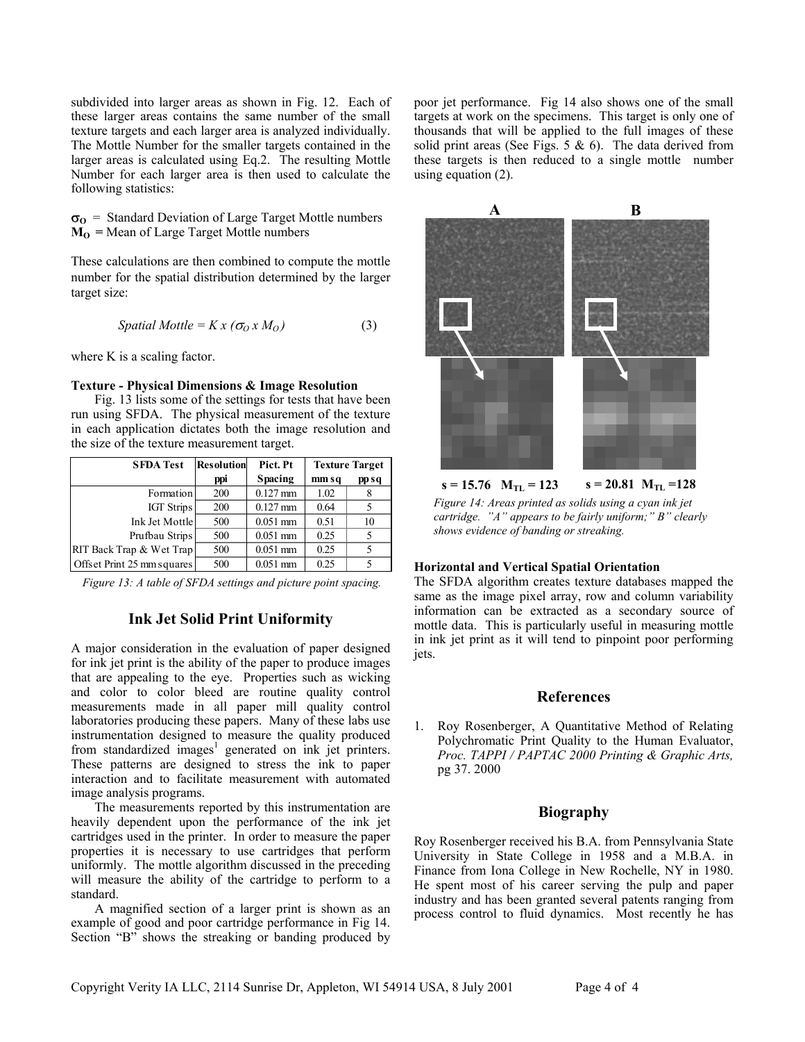subdivided into larger areas as shown in Fig. 12. Each of these larger areas contains the same number of the small texture targets and each larger area is analyzed individually. The Mottle Number for the smaller targets contained in the larger areas is calculated using Eq.2. The resulting Mottle Number for each larger area is then used to calculate the following statistics:

$\sigma_O$ = Standard Deviation of Large Target Mottle numbers
$M_O$ = Mean of Large Target Mottle numbers

These calculations are then combined to compute the mottle number for the spatial distribution determined by the larger target size:

$$\text{Spatial Mottle} = K \times (\sigma_O \times M_O) \qquad (3)$$

where K is a scaling factor.

**Texture - Physical Dimensions & Image Resolution**

Fig. 13 lists some of the settings for tests that have been run using SFDA. The physical measurement of the texture in each application dictates both the image resolution and the size of the texture measurement target.

| SFDA Test | Resolution ppi | Pict. Pt Spacing | Texture Target mm sq | |
|---|---|---|---|---|
| | | | mm sq | pp sq |
| Formation | 200 | 0.127 mm | 1.02 | 8 |
| IGT Strips | 200 | 0.127 mm | 0.64 | 5 |
| Ink Jet Mottle | 500 | 0.051 mm | 0.51 | 10 |
| Prufbau Strips | 500 | 0.051 mm | 0.25 | 5 |
| RIT Back Trap & Wet Trap | 500 | 0.051 mm | 0.25 | 5 |
| Offset Print 25 mm squares | 500 | 0.051 mm | 0.25 | 5 |

*Figure 13: A table of SFDA settings and picture point spacing.*

## Ink Jet Solid Print Uniformity

A major consideration in the evaluation of paper designed for ink jet print is the ability of the paper to produce images that are appealing to the eye. Properties such as wicking and color to color bleed are routine quality control measurements made in all paper mill quality control laboratories producing these papers. Many of these labs use instrumentation designed to measure the quality produced from standardized images[1] generated on ink jet printers. These patterns are designed to stress the ink to paper interaction and to facilitate measurement with automated image analysis programs.

The measurements reported by this instrumentation are heavily dependent upon the performance of the ink jet cartridges used in the printer. In order to measure the paper properties it is necessary to use cartridges that perform uniformly. The mottle algorithm discussed in the preceding will measure the ability of the cartridge to perform to a standard.

A magnified section of a larger print is shown as an example of good and poor cartridge performance in Fig 14. Section "B" shows the streaking or banding produced by poor jet performance. Fig 14 also shows one of the small targets at work on the specimens. This target is only one of thousands that will be applied to the full images of these solid print areas (See Figs. 5 & 6). The data derived from these targets is then reduced to a single mottle number using equation (2).

**A** **B**

$s = 15.76$ $M_{TL} = 123$ $s = 20.81$ $M_{TL} = 128$

*Figure 14: Areas printed as solids using a cyan ink jet cartridge. "A" appears to be fairly uniform;" B" clearly shows evidence of banding or streaking.*

**Horizontal and Vertical Spatial Orientation**

The SFDA algorithm creates texture databases mapped the same as the image pixel array, row and column variability information can be extracted as a secondary source of mottle data. This is particularly useful in measuring mottle in ink jet print as it will tend to pinpoint poor performing jets.

## References

1. Roy Rosenberger, A Quantitative Method of Relating Polychromatic Print Quality to the Human Evaluator, *Proc. TAPPI / PAPTAC 2000 Printing & Graphic Arts,* pg 37. 2000

## Biography

Roy Rosenberger received his B.A. from Pennsylvania State University in State College in 1958 and a M.B.A. in Finance from Iona College in New Rochelle, NY in 1980. He spent most of his career serving the pulp and paper industry and has been granted several patents ranging from process control to fluid dynamics. Most recently he has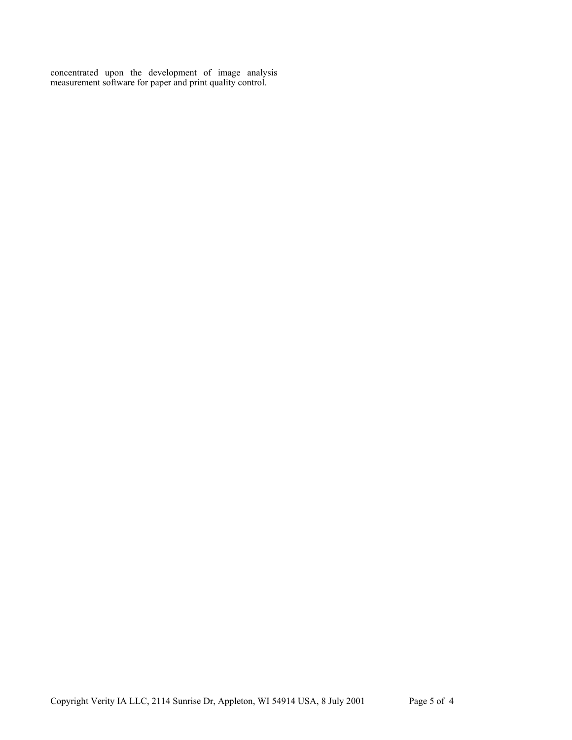concentrated upon the development of image analysis measurement software for paper and print quality control.